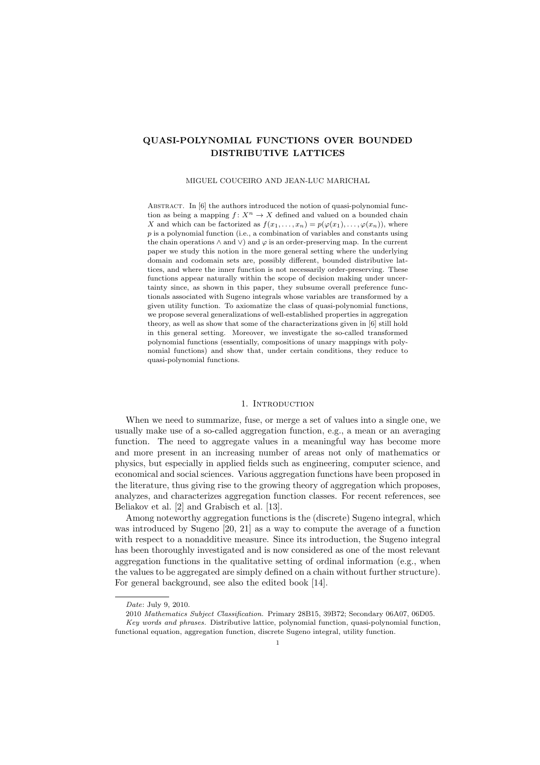# QUASI-POLYNOMIAL FUNCTIONS OVER BOUNDED DISTRIBUTIVE LATTICES

MIGUEL COUCEIRO AND JEAN-LUC MARICHAL

Abstract. In [6] the authors introduced the notion of quasi-polynomial function as being a mapping $f\colon X^n \to X$ defined and valued on a bounded chain $X$ and which can be factorized as $f(x_1, \ldots, x_n) = p(\varphi(x_1), \ldots, \varphi(x_n))$, where $p$ is a polynomial function (i.e., a combination of variables and constants using the chain operations $\wedge$ and $\vee$) and $\varphi$ is an order-preserving map. In the current paper we study this notion in the more general setting where the underlying domain and codomain sets are, possibly different, bounded distributive lattices, and where the inner function is not necessarily order-preserving. These functions appear naturally within the scope of decision making under uncertainty since, as shown in this paper, they subsume overall preference functionals associated with Sugeno integrals whose variables are transformed by a given utility function. To axiomatize the class of quasi-polynomial functions, we propose several generalizations of well-established properties in aggregation theory, as well as show that some of the characterizations given in [6] still hold in this general setting. Moreover, we investigate the so-called transformed polynomial functions (essentially, compositions of unary mappings with polynomial functions) and show that, under certain conditions, they reduce to quasi-polynomial functions.

## 1. Introduction

When we need to summarize, fuse, or merge a set of values into a single one, we usually make use of a so-called aggregation function, e.g., a mean or an averaging function. The need to aggregate values in a meaningful way has become more and more present in an increasing number of areas not only of mathematics or physics, but especially in applied fields such as engineering, computer science, and economical and social sciences. Various aggregation functions have been proposed in the literature, thus giving rise to the growing theory of aggregation which proposes, analyzes, and characterizes aggregation function classes. For recent references, see Beliakov et al. [2] and Grabisch et al. [13].

Among noteworthy aggregation functions is the (discrete) Sugeno integral, which was introduced by Sugeno [20, 21] as a way to compute the average of a function with respect to a nonadditive measure. Since its introduction, the Sugeno integral has been thoroughly investigated and is now considered as one of the most relevant aggregation functions in the qualitative setting of ordinal information (e.g., when the values to be aggregated are simply defined on a chain without further structure). For general background, see also the edited book [14].

*Date*: July 9, 2010.

2010 *Mathematics Subject Classification.* Primary 28B15, 39B72; Secondary 06A07, 06D05.

*Key words and phrases.* Distributive lattice, polynomial function, quasi-polynomial function, functional equation, aggregation function, discrete Sugeno integral, utility function.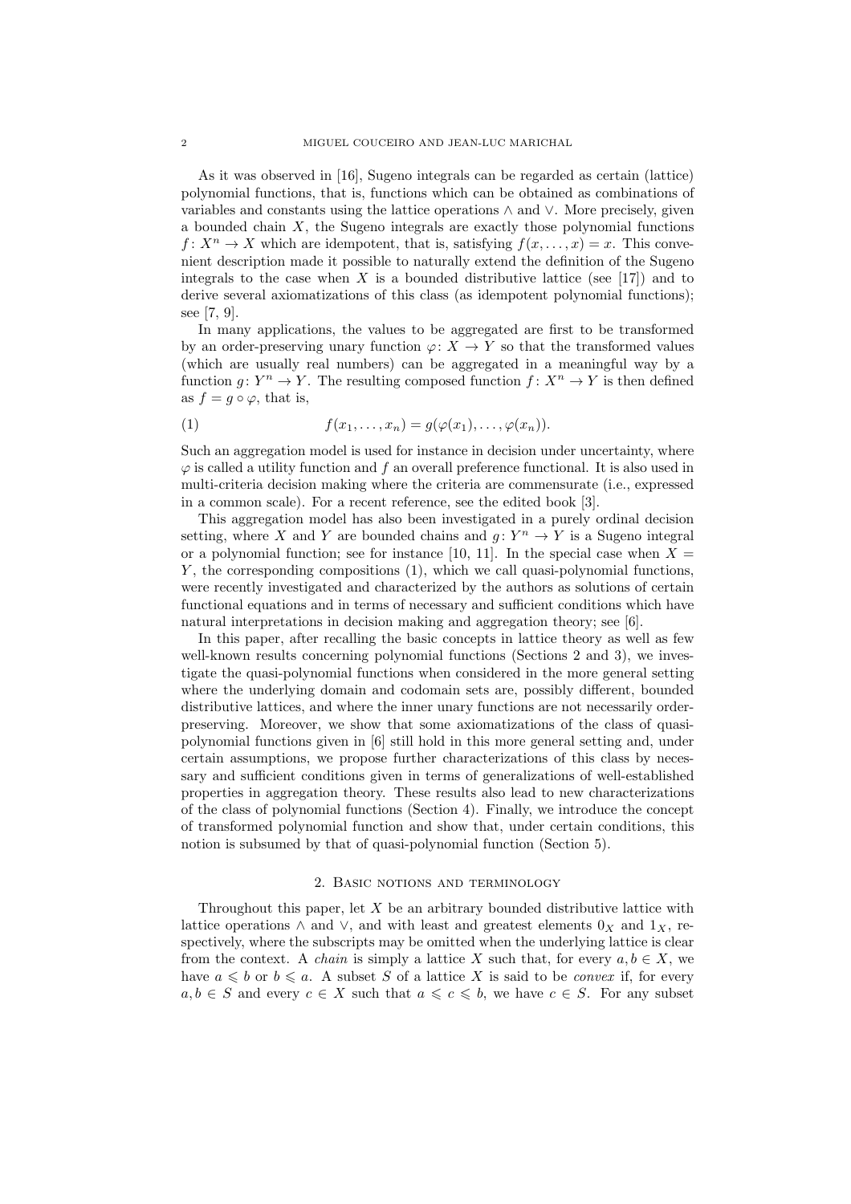As it was observed in [16], Sugeno integrals can be regarded as certain (lattice) polynomial functions, that is, functions which can be obtained as combinations of variables and constants using the lattice operations $\wedge$ and $\vee$. More precisely, given a bounded chain $X$, the Sugeno integrals are exactly those polynomial functions $f\colon X^n \to X$ which are idempotent, that is, satisfying $f(x,\ldots,x) = x$. This convenient description made it possible to naturally extend the definition of the Sugeno integrals to the case when $X$ is a bounded distributive lattice (see [17]) and to derive several axiomatizations of this class (as idempotent polynomial functions); see [7, 9].

In many applications, the values to be aggregated are first to be transformed by an order-preserving unary function $\varphi\colon X \to Y$ so that the transformed values (which are usually real numbers) can be aggregated in a meaningful way by a function $g\colon Y^n \to Y$. The resulting composed function $f\colon X^n \to Y$ is then defined as $f = g \circ \varphi$, that is,

$$f(x_1,\ldots,x_n) = g(\varphi(x_1),\ldots,\varphi(x_n)). \tag{1}$$

Such an aggregation model is used for instance in decision under uncertainty, where $\varphi$ is called a utility function and $f$ an overall preference functional. It is also used in multi-criteria decision making where the criteria are commensurate (i.e., expressed in a common scale). For a recent reference, see the edited book [3].

This aggregation model has also been investigated in a purely ordinal decision setting, where $X$ and $Y$ are bounded chains and $g\colon Y^n \to Y$ is a Sugeno integral or a polynomial function; see for instance [10, 11]. In the special case when $X = Y$, the corresponding compositions (1), which we call quasi-polynomial functions, were recently investigated and characterized by the authors as solutions of certain functional equations and in terms of necessary and sufficient conditions which have natural interpretations in decision making and aggregation theory; see [6].

In this paper, after recalling the basic concepts in lattice theory as well as few well-known results concerning polynomial functions (Sections 2 and 3), we investigate the quasi-polynomial functions when considered in the more general setting where the underlying domain and codomain sets are, possibly different, bounded distributive lattices, and where the inner unary functions are not necessarily order-preserving. Moreover, we show that some axiomatizations of the class of quasi-polynomial functions given in [6] still hold in this more general setting and, under certain assumptions, we propose further characterizations of this class by necessary and sufficient conditions given in terms of generalizations of well-established properties in aggregation theory. These results also lead to new characterizations of the class of polynomial functions (Section 4). Finally, we introduce the concept of transformed polynomial function and show that, under certain conditions, this notion is subsumed by that of quasi-polynomial function (Section 5).

## 2. Basic notions and terminology

Throughout this paper, let $X$ be an arbitrary bounded distributive lattice with lattice operations $\wedge$ and $\vee$, and with least and greatest elements $0_X$ and $1_X$, respectively, where the subscripts may be omitted when the underlying lattice is clear from the context. A *chain* is simply a lattice $X$ such that, for every $a, b \in X$, we have $a \leqslant b$ or $b \leqslant a$. A subset $S$ of a lattice $X$ is said to be *convex* if, for every $a, b \in S$ and every $c \in X$ such that $a \leqslant c \leqslant b$, we have $c \in S$. For any subset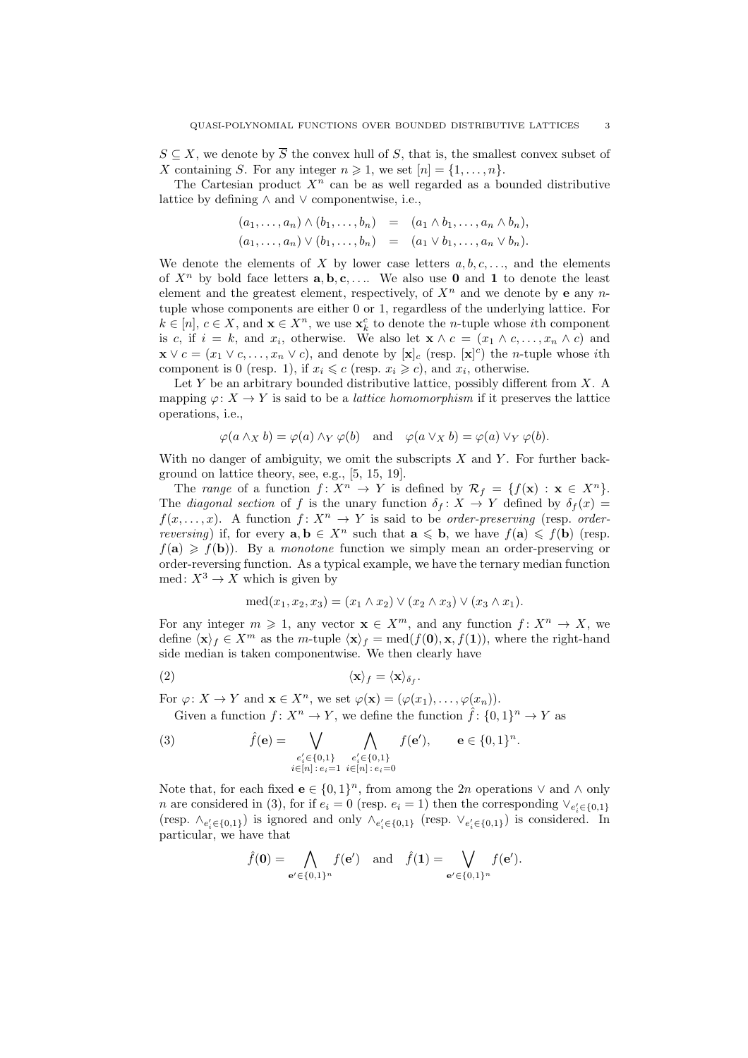$S \subseteq X$, we denote by $\overline{S}$ the convex hull of $S$, that is, the smallest convex subset of $X$ containing $S$. For any integer $n \geqslant 1$, we set $[n] = \{1, \ldots, n\}$.

The Cartesian product $X^n$ can be as well regarded as a bounded distributive lattice by defining $\wedge$ and $\vee$ componentwise, i.e.,

$$\begin{aligned}(a_1, \ldots, a_n) \wedge (b_1, \ldots, b_n) &= (a_1 \wedge b_1, \ldots, a_n \wedge b_n),\\ (a_1, \ldots, a_n) \vee (b_1, \ldots, b_n) &= (a_1 \vee b_1, \ldots, a_n \vee b_n).\end{aligned}$$

We denote the elements of $X$ by lower case letters $a, b, c, \ldots$, and the elements of $X^n$ by bold face letters $\mathbf{a}, \mathbf{b}, \mathbf{c}, \ldots$. We also use $\mathbf{0}$ and $\mathbf{1}$ to denote the least element and the greatest element, respectively, of $X^n$ and we denote by $\mathbf{e}$ any $n$-tuple whose components are either 0 or 1, regardless of the underlying lattice. For $k \in [n]$, $c \in X$, and $\mathbf{x} \in X^n$, we use $\mathbf{x}_k^c$ to denote the $n$-tuple whose $i$th component is $c$, if $i = k$, and $x_i$, otherwise. We also let $\mathbf{x} \wedge c = (x_1 \wedge c, \ldots, x_n \wedge c)$ and $\mathbf{x} \vee c = (x_1 \vee c, \ldots, x_n \vee c)$, and denote by $[\mathbf{x}]_c$ (resp. $[\mathbf{x}]^c$) the $n$-tuple whose $i$th component is 0 (resp. 1), if $x_i \leqslant c$ (resp. $x_i \geqslant c$), and $x_i$, otherwise.

Let $Y$ be an arbitrary bounded distributive lattice, possibly different from $X$. A mapping $\varphi \colon X \to Y$ is said to be a *lattice homomorphism* if it preserves the lattice operations, i.e.,

$$\varphi(a \wedge_X b) = \varphi(a) \wedge_Y \varphi(b) \quad \text{and} \quad \varphi(a \vee_X b) = \varphi(a) \vee_Y \varphi(b).$$

With no danger of ambiguity, we omit the subscripts $X$ and $Y$. For further background on lattice theory, see, e.g., [5, 15, 19].

The *range* of a function $f \colon X^n \to Y$ is defined by $\mathcal{R}_f = \{f(\mathbf{x}) : \mathbf{x} \in X^n\}$. The *diagonal section* of $f$ is the unary function $\delta_f \colon X \to Y$ defined by $\delta_f(x) = f(x, \ldots, x)$. A function $f \colon X^n \to Y$ is said to be *order-preserving* (resp. *order-reversing*) if, for every $\mathbf{a}, \mathbf{b} \in X^n$ such that $\mathbf{a} \leqslant \mathbf{b}$, we have $f(\mathbf{a}) \leqslant f(\mathbf{b})$ (resp. $f(\mathbf{a}) \geqslant f(\mathbf{b})$). By a *monotone* function we simply mean an order-preserving or order-reversing function. As a typical example, we have the ternary median function $\mathrm{med} \colon X^3 \to X$ which is given by

$$\mathrm{med}(x_1, x_2, x_3) = (x_1 \wedge x_2) \vee (x_2 \wedge x_3) \vee (x_3 \wedge x_1).$$

For any integer $m \geqslant 1$, any vector $\mathbf{x} \in X^m$, and any function $f \colon X^n \to X$, we define $\langle \mathbf{x} \rangle_f \in X^m$ as the $m$-tuple $\langle \mathbf{x} \rangle_f = \mathrm{med}(f(\mathbf{0}), \mathbf{x}, f(\mathbf{1}))$, where the right-hand side median is taken componentwise. We then clearly have

$$\langle \mathbf{x} \rangle_f = \langle \mathbf{x} \rangle_{\delta_f}. \tag{2}$$

For $\varphi \colon X \to Y$ and $\mathbf{x} \in X^n$, we set $\varphi(\mathbf{x}) = (\varphi(x_1), \ldots, \varphi(x_n))$.

Given a function $f \colon X^n \to Y$, we define the function $\hat{f} \colon \{0,1\}^n \to Y$ as

$$\hat{f}(\mathbf{e}) = \bigvee_{\substack{e_i' \in \{0,1\} \\ i \in [n] \,:\, e_i = 1}} \; \bigwedge_{\substack{e_i' \in \{0,1\} \\ i \in [n] \,:\, e_i = 0}} f(\mathbf{e}'), \qquad \mathbf{e} \in \{0,1\}^n. \tag{3}$$

Note that, for each fixed $\mathbf{e} \in \{0,1\}^n$, from among the $2n$ operations $\vee$ and $\wedge$ only $n$ are considered in (3), for if $e_i = 0$ (resp. $e_i = 1$) then the corresponding $\vee_{e_i' \in \{0,1\}}$ (resp. $\wedge_{e_i' \in \{0,1\}}$) is ignored and only $\wedge_{e_i' \in \{0,1\}}$ (resp. $\vee_{e_i' \in \{0,1\}}$) is considered. In particular, we have that

$$\hat{f}(\mathbf{0}) = \bigwedge_{\mathbf{e}' \in \{0,1\}^n} f(\mathbf{e}') \quad \text{and} \quad \hat{f}(\mathbf{1}) = \bigvee_{\mathbf{e}' \in \{0,1\}^n} f(\mathbf{e}').$$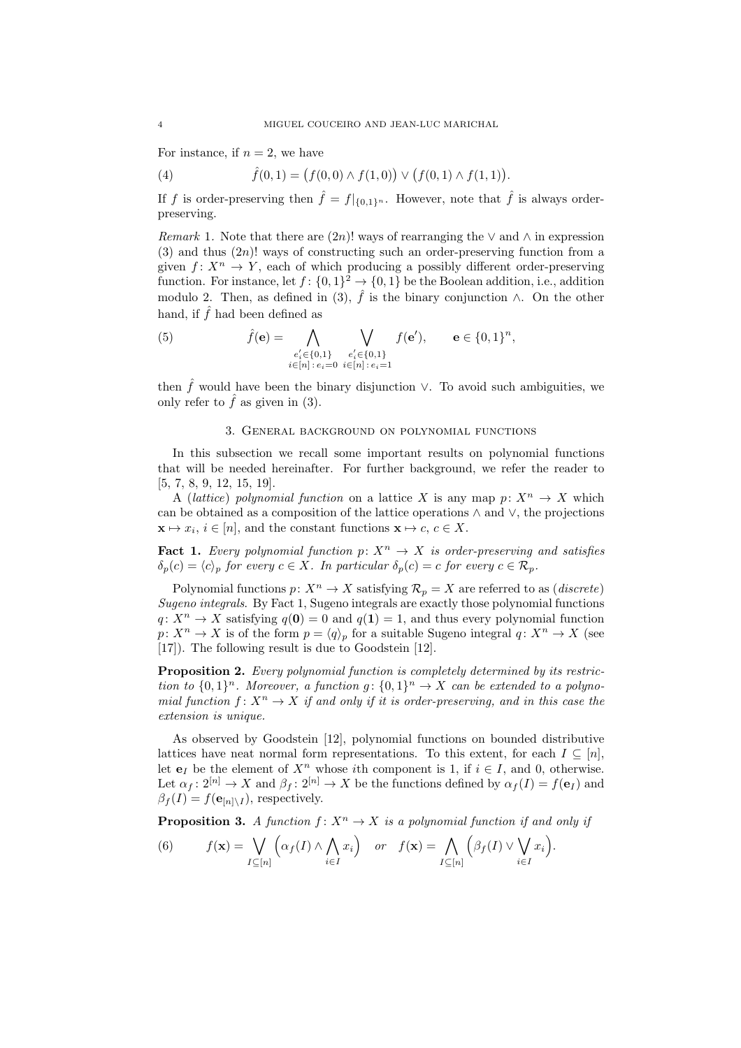For instance, if $n = 2$, we have

$$\hat{f}(0,1) = \big(f(0,0) \wedge f(1,0)\big) \vee \big(f(0,1) \wedge f(1,1)\big). \tag{4}$$

If $f$ is order-preserving then $\hat{f} = f|_{\{0,1\}^n}$. However, note that $\hat{f}$ is always order-preserving.

*Remark* 1. Note that there are $(2n)!$ ways of rearranging the $\vee$ and $\wedge$ in expression (3) and thus $(2n)!$ ways of constructing such an order-preserving function from a given $f\colon X^n \to Y$, each of which producing a possibly different order-preserving function. For instance, let $f\colon \{0,1\}^2 \to \{0,1\}$ be the Boolean addition, i.e., addition modulo 2. Then, as defined in (3), $\hat{f}$ is the binary conjunction $\wedge$. On the other hand, if $\hat{f}$ had been defined as

$$\hat{f}(\mathbf{e}) = \bigwedge_{\substack{e_i' \in \{0,1\} \\ i \in [n]\,:\, e_i = 0}} \; \bigvee_{\substack{e_i' \in \{0,1\} \\ i \in [n]\,:\, e_i = 1}} f(\mathbf{e}'), \qquad \mathbf{e} \in \{0,1\}^n, \tag{5}$$

then $\hat{f}$ would have been the binary disjunction $\vee$. To avoid such ambiguities, we only refer to $\hat{f}$ as given in (3).

## 3. General background on polynomial functions

In this subsection we recall some important results on polynomial functions that will be needed hereinafter. For further background, we refer the reader to [5, 7, 8, 9, 12, 15, 19].

A (*lattice*) *polynomial function* on a lattice $X$ is any map $p\colon X^n \to X$ which can be obtained as a composition of the lattice operations $\wedge$ and $\vee$, the projections $\mathbf{x} \mapsto x_i$, $i \in [n]$, and the constant functions $\mathbf{x} \mapsto c$, $c \in X$.

**Fact 1.** *Every polynomial function $p\colon X^n \to X$ is order-preserving and satisfies $\delta_p(c) = \langle c \rangle_p$ for every $c \in X$. In particular $\delta_p(c) = c$ for every $c \in \mathcal{R}_p$.*

Polynomial functions $p\colon X^n \to X$ satisfying $\mathcal{R}_p = X$ are referred to as (*discrete*) *Sugeno integrals*. By Fact 1, Sugeno integrals are exactly those polynomial functions $q\colon X^n \to X$ satisfying $q(\mathbf{0}) = 0$ and $q(\mathbf{1}) = 1$, and thus every polynomial function $p\colon X^n \to X$ is of the form $p = \langle q \rangle_p$ for a suitable Sugeno integral $q\colon X^n \to X$ (see [17]). The following result is due to Goodstein [12].

**Proposition 2.** *Every polynomial function is completely determined by its restriction to $\{0,1\}^n$. Moreover, a function $g\colon \{0,1\}^n \to X$ can be extended to a polynomial function $f\colon X^n \to X$ if and only if it is order-preserving, and in this case the extension is unique.*

As observed by Goodstein [12], polynomial functions on bounded distributive lattices have neat normal form representations. To this extent, for each $I \subseteq [n]$, let $\mathbf{e}_I$ be the element of $X^n$ whose $i$th component is 1, if $i \in I$, and 0, otherwise. Let $\alpha_f\colon 2^{[n]} \to X$ and $\beta_f\colon 2^{[n]} \to X$ be the functions defined by $\alpha_f(I) = f(\mathbf{e}_I)$ and $\beta_f(I) = f(\mathbf{e}_{[n]\setminus I})$, respectively.

**Proposition 3.** *A function $f\colon X^n \to X$ is a polynomial function if and only if*

$$f(\mathbf{x}) = \bigvee_{I \subseteq [n]} \Big(\alpha_f(I) \wedge \bigwedge_{i \in I} x_i\Big) \quad \text{or} \quad f(\mathbf{x}) = \bigwedge_{I \subseteq [n]} \Big(\beta_f(I) \vee \bigvee_{i \in I} x_i\Big). \tag{6}$$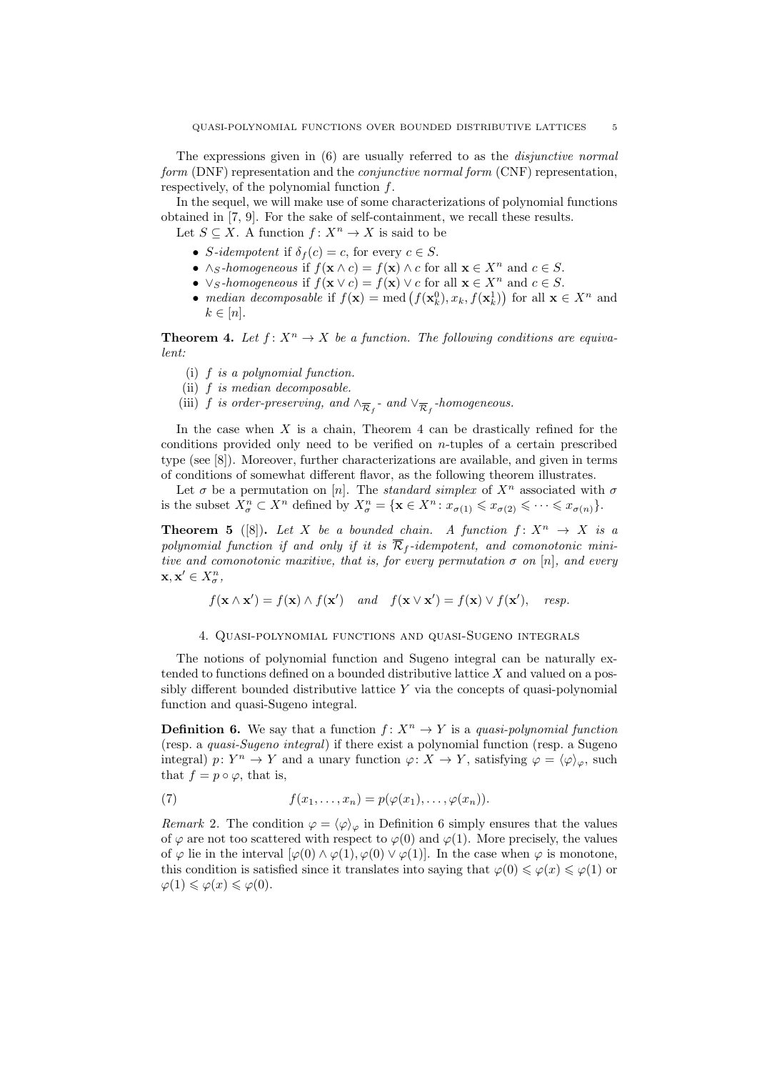The expressions given in (6) are usually referred to as the *disjunctive normal form* (DNF) representation and the *conjunctive normal form* (CNF) representation, respectively, of the polynomial function $f$.

In the sequel, we will make use of some characterizations of polynomial functions obtained in [7, 9]. For the sake of self-containment, we recall these results.

Let $S \subseteq X$. A function $f\colon X^n \to X$ is said to be

- *$S$-idempotent* if $\delta_f(c) = c$, for every $c \in S$.
- *$\wedge_S$-homogeneous* if $f(\mathbf{x} \wedge c) = f(\mathbf{x}) \wedge c$ for all $\mathbf{x} \in X^n$ and $c \in S$.
- *$\vee_S$-homogeneous* if $f(\mathbf{x} \vee c) = f(\mathbf{x}) \vee c$ for all $\mathbf{x} \in X^n$ and $c \in S$.
- *median decomposable* if $f(\mathbf{x}) = \mathrm{med}\big(f(\mathbf{x}_k^0), x_k, f(\mathbf{x}_k^1)\big)$ for all $\mathbf{x} \in X^n$ and $k \in [n]$.

**Theorem 4.** *Let $f\colon X^n \to X$ be a function. The following conditions are equivalent:*

(i) *$f$ is a polynomial function.*
(ii) *$f$ is median decomposable.*
(iii) *$f$ is order-preserving, and $\wedge_{\overline{\mathcal{R}}_f}$- and $\vee_{\overline{\mathcal{R}}_f}$-homogeneous.*

In the case when $X$ is a chain, Theorem 4 can be drastically refined for the conditions provided only need to be verified on $n$-tuples of a certain prescribed type (see [8]). Moreover, further characterizations are available, and given in terms of conditions of somewhat different flavor, as the following theorem illustrates.

Let $\sigma$ be a permutation on $[n]$. The *standard simplex* of $X^n$ associated with $\sigma$ is the subset $X^n_\sigma \subset X^n$ defined by $X^n_\sigma = \{\mathbf{x} \in X^n \colon x_{\sigma(1)} \leqslant x_{\sigma(2)} \leqslant \cdots \leqslant x_{\sigma(n)}\}$.

**Theorem 5** ([8])**.** *Let $X$ be a bounded chain. A function $f\colon X^n \to X$ is a polynomial function if and only if it is $\overline{\mathcal{R}}_f$-idempotent, and comonotonic minitive and comonotonic maxitive, that is, for every permutation $\sigma$ on $[n]$, and every $\mathbf{x}, \mathbf{x}' \in X^n_\sigma$,*

$$f(\mathbf{x} \wedge \mathbf{x}') = f(\mathbf{x}) \wedge f(\mathbf{x}') \quad \textit{and} \quad f(\mathbf{x} \vee \mathbf{x}') = f(\mathbf{x}) \vee f(\mathbf{x}'), \quad \textit{resp.}$$

## 4. Quasi-polynomial functions and quasi-Sugeno integrals

The notions of polynomial function and Sugeno integral can be naturally extended to functions defined on a bounded distributive lattice $X$ and valued on a possibly different bounded distributive lattice $Y$ via the concepts of quasi-polynomial function and quasi-Sugeno integral.

**Definition 6.** We say that a function $f\colon X^n \to Y$ is a *quasi-polynomial function* (resp. a *quasi-Sugeno integral*) if there exist a polynomial function (resp. a Sugeno integral) $p\colon Y^n \to Y$ and a unary function $\varphi\colon X \to Y$, satisfying $\varphi = \langle\varphi\rangle_\varphi$, such that $f = p \circ \varphi$, that is,

$$f(x_1, \ldots, x_n) = p(\varphi(x_1), \ldots, \varphi(x_n)). \tag{7}$$

*Remark* 2. The condition $\varphi = \langle\varphi\rangle_\varphi$ in Definition 6 simply ensures that the values of $\varphi$ are not too scattered with respect to $\varphi(0)$ and $\varphi(1)$. More precisely, the values of $\varphi$ lie in the interval $[\varphi(0) \wedge \varphi(1), \varphi(0) \vee \varphi(1)]$. In the case when $\varphi$ is monotone, this condition is satisfied since it translates into saying that $\varphi(0) \leqslant \varphi(x) \leqslant \varphi(1)$ or $\varphi(1) \leqslant \varphi(x) \leqslant \varphi(0)$.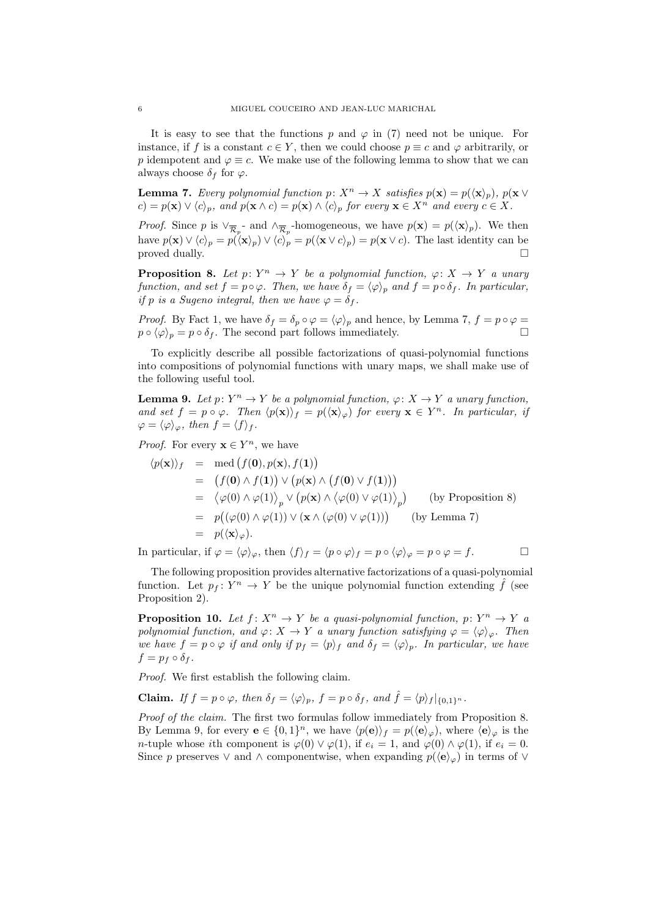It is easy to see that the functions $p$ and $\varphi$ in (7) need not be unique. For instance, if $f$ is a constant $c \in Y$, then we could choose $p \equiv c$ and $\varphi$ arbitrarily, or $p$ idempotent and $\varphi \equiv c$. We make use of the following lemma to show that we can always choose $\delta_f$ for $\varphi$.

**Lemma 7.** *Every polynomial function $p\colon X^n \to X$ satisfies $p(\mathbf{x}) = p(\langle \mathbf{x} \rangle_p)$, $p(\mathbf{x} \vee c) = p(\mathbf{x}) \vee \langle c \rangle_p$, and $p(\mathbf{x} \wedge c) = p(\mathbf{x}) \wedge \langle c \rangle_p$ for every $\mathbf{x} \in X^n$ and every $c \in X$.*

*Proof.* Since $p$ is $\vee_{\overline{\mathcal{R}}_p}$- and $\wedge_{\overline{\mathcal{R}}_p}$-homogeneous, we have $p(\mathbf{x}) = p(\langle \mathbf{x} \rangle_p)$. We then have $p(\mathbf{x}) \vee \langle c \rangle_p = p(\langle \mathbf{x} \rangle_p) \vee \langle c \rangle_p = p(\langle \mathbf{x} \vee c \rangle_p) = p(\mathbf{x} \vee c)$. The last identity can be proved dually. $\square$

**Proposition 8.** *Let $p\colon Y^n \to Y$ be a polynomial function, $\varphi\colon X \to Y$ a unary function, and set $f = p \circ \varphi$. Then, we have $\delta_f = \langle \varphi \rangle_p$ and $f = p \circ \delta_f$. In particular, if $p$ is a Sugeno integral, then we have $\varphi = \delta_f$.*

*Proof.* By Fact 1, we have $\delta_f = \delta_p \circ \varphi = \langle \varphi \rangle_p$ and hence, by Lemma 7, $f = p \circ \varphi = p \circ \langle \varphi \rangle_p = p \circ \delta_f$. The second part follows immediately. $\square$

To explicitly describe all possible factorizations of quasi-polynomial functions into compositions of polynomial functions with unary maps, we shall make use of the following useful tool.

**Lemma 9.** *Let $p\colon Y^n \to Y$ be a polynomial function, $\varphi\colon X \to Y$ a unary function, and set $f = p \circ \varphi$. Then $\langle p(\mathbf{x}) \rangle_f = p(\langle \mathbf{x} \rangle_\varphi)$ for every $\mathbf{x} \in Y^n$. In particular, if $\varphi = \langle \varphi \rangle_\varphi$, then $f = \langle f \rangle_f$.*

*Proof.* For every $\mathbf{x} \in Y^n$, we have

$$
\begin{aligned}
\langle p(\mathbf{x}) \rangle_f &= \operatorname{med}\big(f(\mathbf{0}), p(\mathbf{x}), f(\mathbf{1})\big) \\
&= \big(f(\mathbf{0}) \wedge f(\mathbf{1})\big) \vee \big(p(\mathbf{x}) \wedge \big(f(\mathbf{0}) \vee f(\mathbf{1})\big)\big) \\
&= \big\langle \varphi(0) \wedge \varphi(1) \big\rangle_p \vee \big(p(\mathbf{x}) \wedge \big\langle \varphi(0) \vee \varphi(1) \big\rangle_p\big) \qquad \text{(by Proposition 8)} \\
&= p\big((\varphi(0) \wedge \varphi(1)) \vee (\mathbf{x} \wedge (\varphi(0) \vee \varphi(1))\big) \qquad \text{(by Lemma 7)} \\
&= p(\langle \mathbf{x} \rangle_\varphi).
\end{aligned}
$$

In particular, if $\varphi = \langle \varphi \rangle_\varphi$, then $\langle f \rangle_f = \langle p \circ \varphi \rangle_f = p \circ \langle \varphi \rangle_\varphi = p \circ \varphi = f$. $\square$

The following proposition provides alternative factorizations of a quasi-polynomial function. Let $p_f\colon Y^n \to Y$ be the unique polynomial function extending $\hat{f}$ (see Proposition 2).

**Proposition 10.** *Let $f\colon X^n \to Y$ be a quasi-polynomial function, $p\colon Y^n \to Y$ a polynomial function, and $\varphi\colon X \to Y$ a unary function satisfying $\varphi = \langle \varphi \rangle_\varphi$. Then we have $f = p \circ \varphi$ if and only if $p_f = \langle p \rangle_f$ and $\delta_f = \langle \varphi \rangle_p$. In particular, we have $f = p_f \circ \delta_f$.*

*Proof.* We first establish the following claim.

**Claim.** *If $f = p \circ \varphi$, then $\delta_f = \langle \varphi \rangle_p$, $f = p \circ \delta_f$, and $\hat{f} = \langle p \rangle_f|_{\{0,1\}^n}$.*

*Proof of the claim.* The first two formulas follow immediately from Proposition 8. By Lemma 9, for every $\mathbf{e} \in \{0,1\}^n$, we have $\langle p(\mathbf{e}) \rangle_f = p(\langle \mathbf{e} \rangle_\varphi)$, where $\langle \mathbf{e} \rangle_\varphi$ is the $n$-tuple whose $i$th component is $\varphi(0) \vee \varphi(1)$, if $e_i = 1$, and $\varphi(0) \wedge \varphi(1)$, if $e_i = 0$. Since $p$ preserves $\vee$ and $\wedge$ componentwise, when expanding $p(\langle \mathbf{e} \rangle_\varphi)$ in terms of $\vee$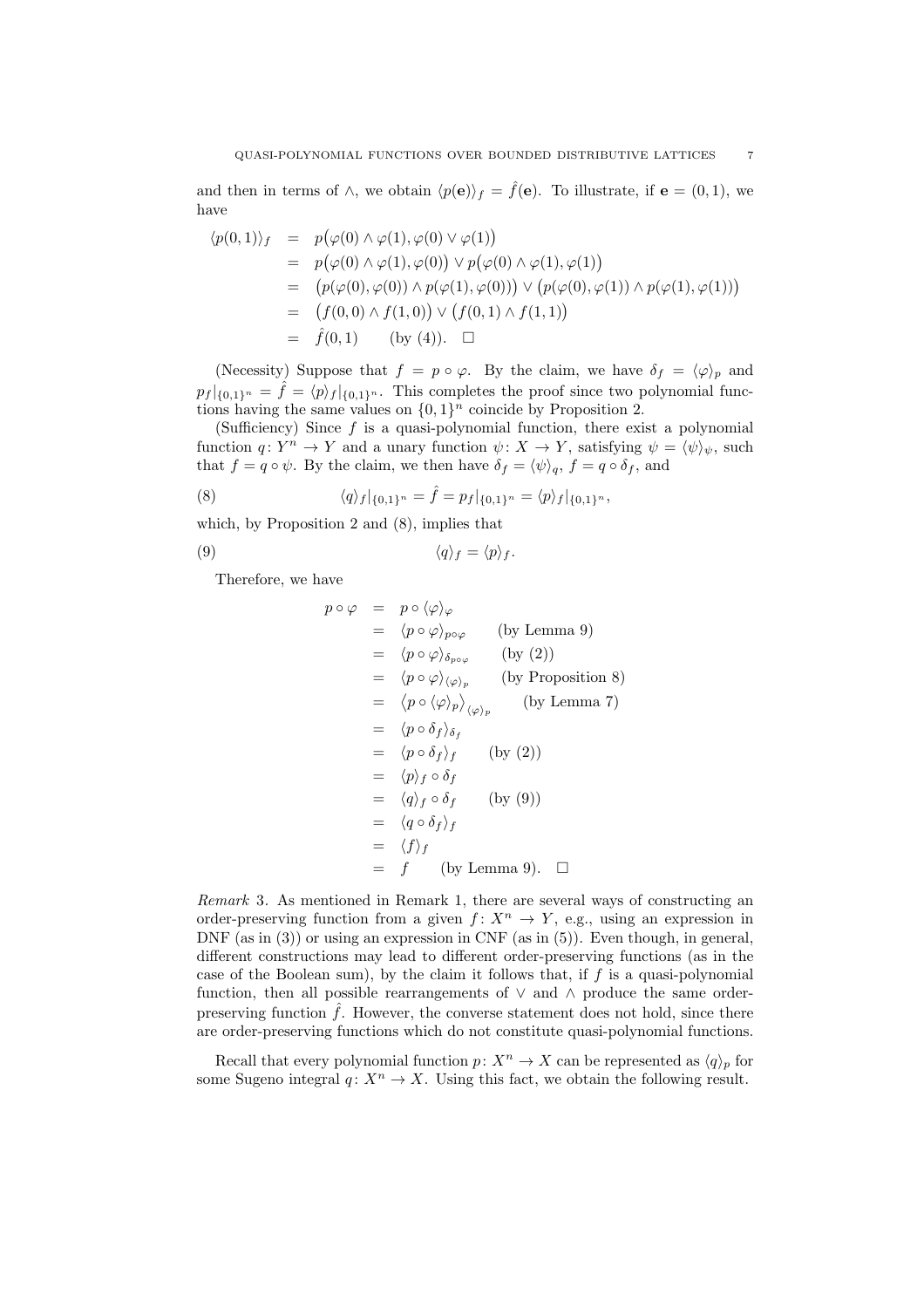and then in terms of $\wedge$, we obtain $\langle p(\mathbf{e})\rangle_f = \hat{f}(\mathbf{e})$. To illustrate, if $\mathbf{e} = (0,1)$, we have

$$
\begin{aligned}
\langle p(0,1)\rangle_f &= p\big(\varphi(0)\wedge\varphi(1), \varphi(0)\vee\varphi(1)\big)\\
&= p\big(\varphi(0)\wedge\varphi(1), \varphi(0)\big) \vee p\big(\varphi(0)\wedge\varphi(1), \varphi(1)\big)\\
&= \big(p(\varphi(0),\varphi(0))\wedge p(\varphi(1),\varphi(0))\big)\vee\big(p(\varphi(0),\varphi(1))\wedge p(\varphi(1),\varphi(1))\big)\\
&= \big(f(0,0)\wedge f(1,0)\big)\vee\big(f(0,1)\wedge f(1,1)\big)\\
&= \hat{f}(0,1) \qquad \text{(by (4))}. \quad \square
\end{aligned}
$$

(Necessity) Suppose that $f = p\circ\varphi$. By the claim, we have $\delta_f = \langle\varphi\rangle_p$ and $p_f|_{\{0,1\}^n} = \hat{f} = \langle p\rangle_f|_{\{0,1\}^n}$. This completes the proof since two polynomial functions having the same values on $\{0,1\}^n$ coincide by Proposition 2.

(Sufficiency) Since $f$ is a quasi-polynomial function, there exist a polynomial function $q\colon Y^n\to Y$ and a unary function $\psi\colon X\to Y$, satisfying $\psi = \langle\psi\rangle_\psi$, such that $f = q\circ\psi$. By the claim, we then have $\delta_f = \langle\psi\rangle_q$, $f = q\circ\delta_f$, and

$$
\langle q\rangle_f|_{\{0,1\}^n} = \hat{f} = p_f|_{\{0,1\}^n} = \langle p\rangle_f|_{\{0,1\}^n}, \tag{8}
$$

which, by Proposition 2 and (8), implies that

$$
\langle q\rangle_f = \langle p\rangle_f. \tag{9}
$$

Therefore, we have

$$
\begin{aligned}
p\circ\varphi &= p\circ\langle\varphi\rangle_\varphi\\
&= \langle p\circ\varphi\rangle_{p\circ\varphi} \qquad \text{(by Lemma 9)}\\
&= \langle p\circ\varphi\rangle_{\delta_{p\circ\varphi}} \qquad \text{(by (2))}\\
&= \langle p\circ\varphi\rangle_{\langle\varphi\rangle_p} \qquad \text{(by Proposition 8)}\\
&= \big\langle p\circ\langle\varphi\rangle_p\big\rangle_{\langle\varphi\rangle_p} \qquad \text{(by Lemma 7)}\\
&= \langle p\circ\delta_f\rangle_{\delta_f}\\
&= \langle p\circ\delta_f\rangle_f \qquad \text{(by (2))}\\
&= \langle p\rangle_f\circ\delta_f\\
&= \langle q\rangle_f\circ\delta_f \qquad \text{(by (9))}\\
&= \langle q\circ\delta_f\rangle_f\\
&= \langle f\rangle_f\\
&= f \qquad \text{(by Lemma 9)}. \quad \square
\end{aligned}
$$

*Remark* 3. As mentioned in Remark 1, there are several ways of constructing an order-preserving function from a given $f\colon X^n\to Y$, e.g., using an expression in DNF (as in (3)) or using an expression in CNF (as in (5)). Even though, in general, different constructions may lead to different order-preserving functions (as in the case of the Boolean sum), by the claim it follows that, if $f$ is a quasi-polynomial function, then all possible rearrangements of $\vee$ and $\wedge$ produce the same order-preserving function $\hat{f}$. However, the converse statement does not hold, since there are order-preserving functions which do not constitute quasi-polynomial functions.

Recall that every polynomial function $p\colon X^n\to X$ can be represented as $\langle q\rangle_p$ for some Sugeno integral $q\colon X^n\to X$. Using this fact, we obtain the following result.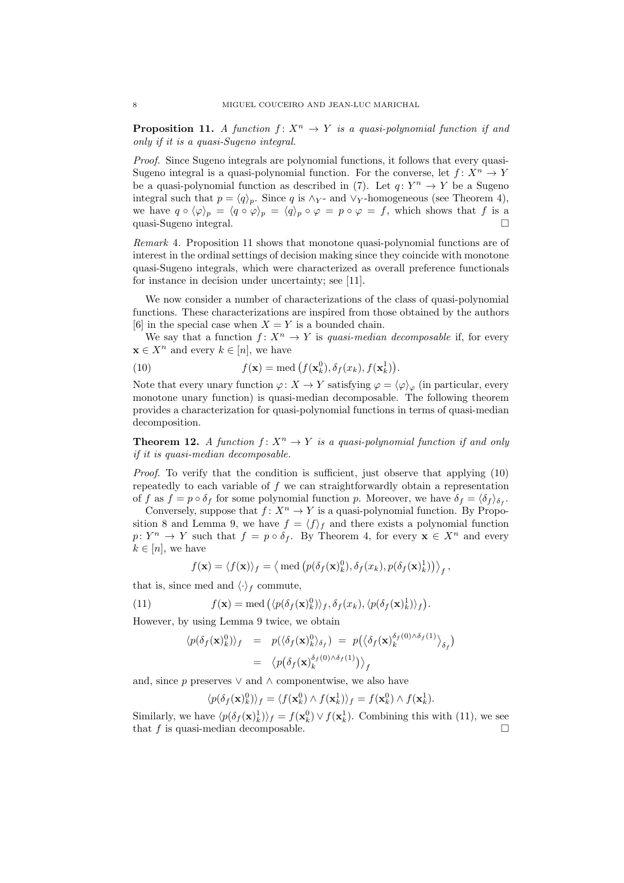**Proposition 11.** *A function $f\colon X^n \to Y$ is a quasi-polynomial function if and only if it is a quasi-Sugeno integral.*

*Proof.* Since Sugeno integrals are polynomial functions, it follows that every quasi-Sugeno integral is a quasi-polynomial function. For the converse, let $f\colon X^n \to Y$ be a quasi-polynomial function as described in (7). Let $q\colon Y^n \to Y$ be a Sugeno integral such that $p = \langle q\rangle_p$. Since $q$ is $\wedge_Y$- and $\vee_Y$-homogeneous (see Theorem 4), we have $q \circ \langle\varphi\rangle_p = \langle q \circ \varphi\rangle_p = \langle q\rangle_p \circ \varphi = p \circ \varphi = f$, which shows that $f$ is a quasi-Sugeno integral. $\square$

*Remark* 4. Proposition 11 shows that monotone quasi-polynomial functions are of interest in the ordinal settings of decision making since they coincide with monotone quasi-Sugeno integrals, which were characterized as overall preference functionals for instance in decision under uncertainty; see [11].

We now consider a number of characterizations of the class of quasi-polynomial functions. These characterizations are inspired from those obtained by the authors [6] in the special case when $X = Y$ is a bounded chain.

We say that a function $f\colon X^n \to Y$ is *quasi-median decomposable* if, for every $\mathbf{x} \in X^n$ and every $k \in [n]$, we have

$$f(\mathbf{x}) = \mathrm{med}\big(f(\mathbf{x}_k^0), \delta_f(x_k), f(\mathbf{x}_k^1)\big). \tag{10}$$

Note that every unary function $\varphi\colon X \to Y$ satisfying $\varphi = \langle\varphi\rangle_\varphi$ (in particular, every monotone unary function) is quasi-median decomposable. The following theorem provides a characterization for quasi-polynomial functions in terms of quasi-median decomposition.

**Theorem 12.** *A function $f\colon X^n \to Y$ is a quasi-polynomial function if and only if it is quasi-median decomposable.*

*Proof.* To verify that the condition is sufficient, just observe that applying (10) repeatedly to each variable of $f$ we can straightforwardly obtain a representation of $f$ as $f = p \circ \delta_f$ for some polynomial function $p$. Moreover, we have $\delta_f = \langle\delta_f\rangle_{\delta_f}$.

Conversely, suppose that $f\colon X^n \to Y$ is a quasi-polynomial function. By Proposition 8 and Lemma 9, we have $f = \langle f\rangle_f$ and there exists a polynomial function $p\colon Y^n \to Y$ such that $f = p \circ \delta_f$. By Theorem 4, for every $\mathbf{x} \in X^n$ and every $k \in [n]$, we have

$$f(\mathbf{x}) = \langle f(\mathbf{x})\rangle_f = \big\langle\, \mathrm{med}\big(p(\delta_f(\mathbf{x})_k^0), \delta_f(x_k), p(\delta_f(\mathbf{x})_k^1)\big)\big\rangle_f\,,$$

that is, since med and $\langle\cdot\rangle_f$ commute,

$$f(\mathbf{x}) = \mathrm{med}\big(\langle p(\delta_f(\mathbf{x})_k^0)\rangle_f, \delta_f(x_k), \langle p(\delta_f(\mathbf{x})_k^1)\rangle_f\big). \tag{11}$$

However, by using Lemma 9 twice, we obtain

$$\begin{aligned}
\langle p(\delta_f(\mathbf{x})_k^0)\rangle_f &= p(\langle\delta_f(\mathbf{x})_k^0\rangle_{\delta_f}) = p\big(\big\langle\delta_f(\mathbf{x})_k^{\delta_f(0)\wedge\delta_f(1)}\big\rangle_{\delta_f}\big)\\
&= \big\langle p\big(\delta_f(\mathbf{x})_k^{\delta_f(0)\wedge\delta_f(1)}\big)\big\rangle_f
\end{aligned}$$

and, since $p$ preserves $\vee$ and $\wedge$ componentwise, we also have

$$\langle p(\delta_f(\mathbf{x})_k^0)\rangle_f = \langle f(\mathbf{x}_k^0) \wedge f(\mathbf{x}_k^1)\rangle_f = f(\mathbf{x}_k^0) \wedge f(\mathbf{x}_k^1).$$

Similarly, we have $\langle p(\delta_f(\mathbf{x})_k^1)\rangle_f = f(\mathbf{x}_k^0) \vee f(\mathbf{x}_k^1)$. Combining this with (11), we see that $f$ is quasi-median decomposable. $\square$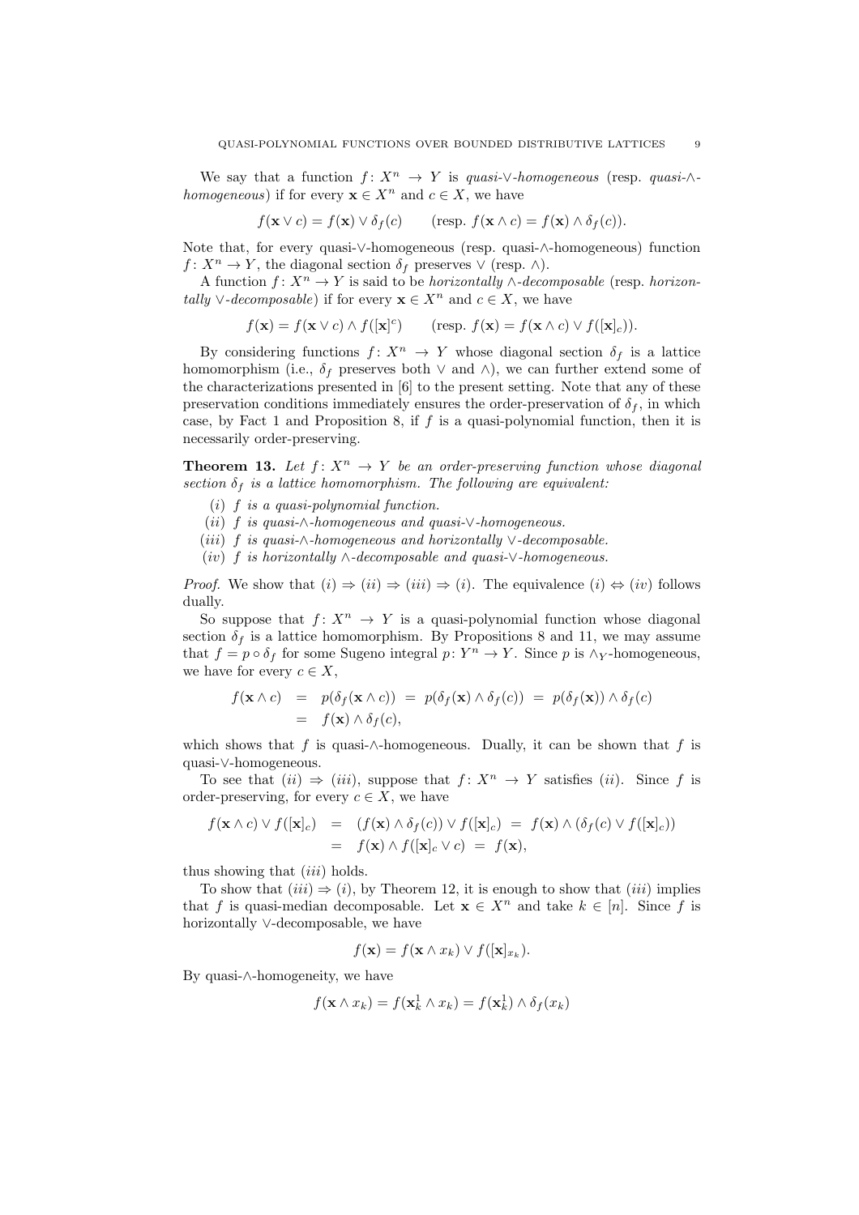We say that a function $f\colon X^n \to Y$ is *quasi-$\vee$-homogeneous* (resp. *quasi-$\wedge$-homogeneous*) if for every $\mathbf{x} \in X^n$ and $c \in X$, we have

$$f(\mathbf{x} \vee c) = f(\mathbf{x}) \vee \delta_f(c) \qquad (\text{resp. } f(\mathbf{x} \wedge c) = f(\mathbf{x}) \wedge \delta_f(c)).$$

Note that, for every quasi-$\vee$-homogeneous (resp. quasi-$\wedge$-homogeneous) function $f\colon X^n \to Y$, the diagonal section $\delta_f$ preserves $\vee$ (resp. $\wedge$).

A function $f\colon X^n \to Y$ is said to be *horizontally $\wedge$-decomposable* (resp. *horizontally $\vee$-decomposable*) if for every $\mathbf{x} \in X^n$ and $c \in X$, we have

$$f(\mathbf{x}) = f(\mathbf{x} \vee c) \wedge f([\mathbf{x}]^c) \qquad (\text{resp. } f(\mathbf{x}) = f(\mathbf{x} \wedge c) \vee f([\mathbf{x}]_c)).$$

By considering functions $f\colon X^n \to Y$ whose diagonal section $\delta_f$ is a lattice homomorphism (i.e., $\delta_f$ preserves both $\vee$ and $\wedge$), we can further extend some of the characterizations presented in [6] to the present setting. Note that any of these preservation conditions immediately ensures the order-preservation of $\delta_f$, in which case, by Fact 1 and Proposition 8, if $f$ is a quasi-polynomial function, then it is necessarily order-preserving.

**Theorem 13.** *Let $f\colon X^n \to Y$ be an order-preserving function whose diagonal section $\delta_f$ is a lattice homomorphism. The following are equivalent:*

- $(i)$ *$f$ is a quasi-polynomial function.*
- $(ii)$ *$f$ is quasi-$\wedge$-homogeneous and quasi-$\vee$-homogeneous.*
- $(iii)$ *$f$ is quasi-$\wedge$-homogeneous and horizontally $\vee$-decomposable.*
- $(iv)$ *$f$ is horizontally $\wedge$-decomposable and quasi-$\vee$-homogeneous.*

*Proof.* We show that $(i) \Rightarrow (ii) \Rightarrow (iii) \Rightarrow (i)$. The equivalence $(i) \Leftrightarrow (iv)$ follows dually.

So suppose that $f\colon X^n \to Y$ is a quasi-polynomial function whose diagonal section $\delta_f$ is a lattice homomorphism. By Propositions 8 and 11, we may assume that $f = p \circ \delta_f$ for some Sugeno integral $p\colon Y^n \to Y$. Since $p$ is $\wedge_Y$-homogeneous, we have for every $c \in X$,

$$\begin{aligned} f(\mathbf{x} \wedge c) &= p(\delta_f(\mathbf{x} \wedge c)) \;=\; p(\delta_f(\mathbf{x}) \wedge \delta_f(c)) \;=\; p(\delta_f(\mathbf{x})) \wedge \delta_f(c) \\ &= f(\mathbf{x}) \wedge \delta_f(c), \end{aligned}$$

which shows that $f$ is quasi-$\wedge$-homogeneous. Dually, it can be shown that $f$ is quasi-$\vee$-homogeneous.

To see that $(ii) \Rightarrow (iii)$, suppose that $f\colon X^n \to Y$ satisfies $(ii)$. Since $f$ is order-preserving, for every $c \in X$, we have

$$\begin{aligned} f(\mathbf{x} \wedge c) \vee f([\mathbf{x}]_c) &= (f(\mathbf{x}) \wedge \delta_f(c)) \vee f([\mathbf{x}]_c) \;=\; f(\mathbf{x}) \wedge (\delta_f(c) \vee f([\mathbf{x}]_c)) \\ &= f(\mathbf{x}) \wedge f([\mathbf{x}]_c \vee c) \;=\; f(\mathbf{x}), \end{aligned}$$

thus showing that $(iii)$ holds.

To show that $(iii) \Rightarrow (i)$, by Theorem 12, it is enough to show that $(iii)$ implies that $f$ is quasi-median decomposable. Let $\mathbf{x} \in X^n$ and take $k \in [n]$. Since $f$ is horizontally $\vee$-decomposable, we have

$$f(\mathbf{x}) = f(\mathbf{x} \wedge x_k) \vee f([\mathbf{x}]_{x_k}).$$

By quasi-$\wedge$-homogeneity, we have

$$f(\mathbf{x} \wedge x_k) = f(\mathbf{x}_k^1 \wedge x_k) = f(\mathbf{x}_k^1) \wedge \delta_f(x_k)$$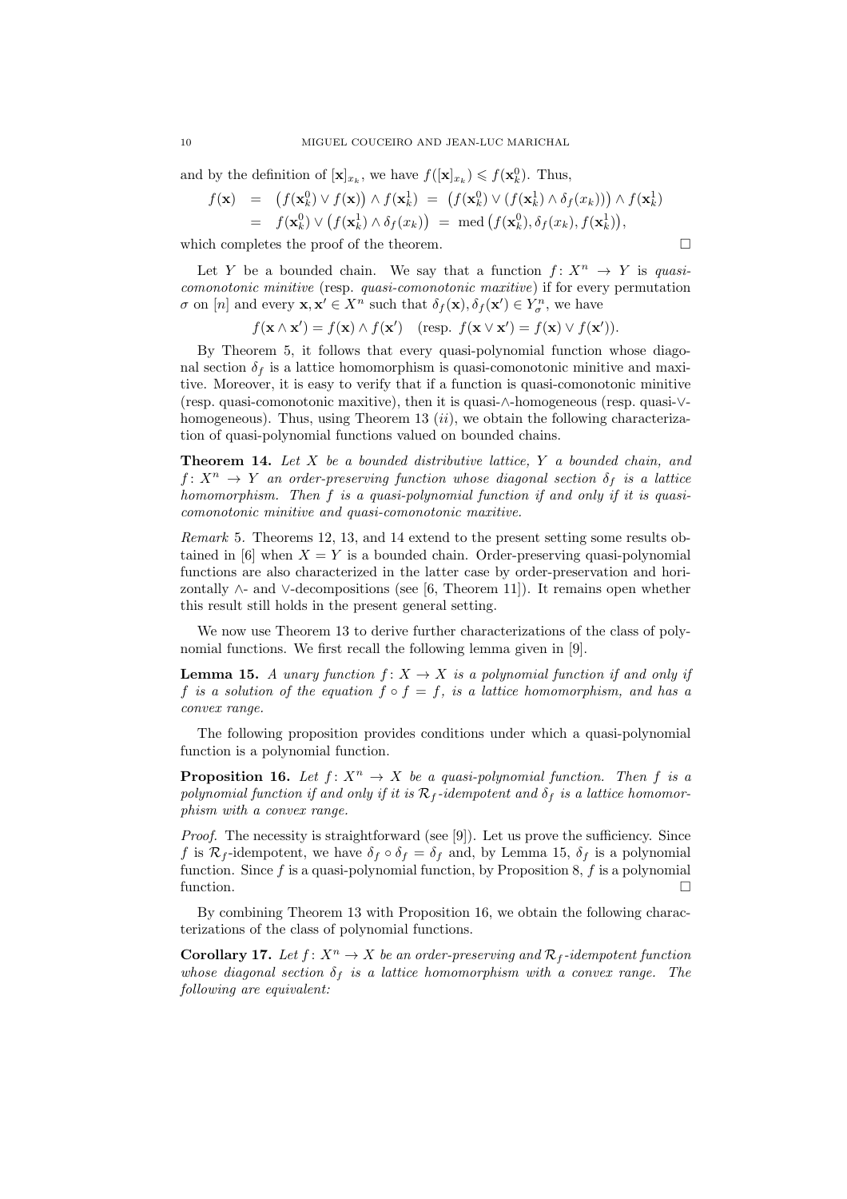and by the definition of $[\mathbf{x}]_{x_k}$, we have $f([\mathbf{x}]_{x_k}) \leqslant f(\mathbf{x}_k^0)$. Thus,

$$
\begin{aligned}
f(\mathbf{x}) &= \big(f(\mathbf{x}_k^0) \vee f(\mathbf{x})\big) \wedge f(\mathbf{x}_k^1) \;=\; \big(f(\mathbf{x}_k^0) \vee (f(\mathbf{x}_k^1) \wedge \delta_f(x_k))\big) \wedge f(\mathbf{x}_k^1) \\
&= f(\mathbf{x}_k^0) \vee \big(f(\mathbf{x}_k^1) \wedge \delta_f(x_k)\big) \;=\; \operatorname{med}\big(f(\mathbf{x}_k^0), \delta_f(x_k), f(\mathbf{x}_k^1)\big),
\end{aligned}
$$

which completes the proof of the theorem. □

Let $Y$ be a bounded chain. We say that a function $f\colon X^n \to Y$ is *quasi-comonotonic minitive* (resp. *quasi-comonotonic maxitive*) if for every permutation $\sigma$ on $[n]$ and every $\mathbf{x}, \mathbf{x}' \in X^n$ such that $\delta_f(\mathbf{x}), \delta_f(\mathbf{x}') \in Y_\sigma^n$, we have

$$f(\mathbf{x} \wedge \mathbf{x}') = f(\mathbf{x}) \wedge f(\mathbf{x}') \quad (\text{resp. } f(\mathbf{x} \vee \mathbf{x}') = f(\mathbf{x}) \vee f(\mathbf{x}')).$$

By Theorem 5, it follows that every quasi-polynomial function whose diagonal section $\delta_f$ is a lattice homomorphism is quasi-comonotonic minitive and maxitive. Moreover, it is easy to verify that if a function is quasi-comonotonic minitive (resp. quasi-comonotonic maxitive), then it is quasi-$\wedge$-homogeneous (resp. quasi-$\vee$-homogeneous). Thus, using Theorem 13 $(ii)$, we obtain the following characterization of quasi-polynomial functions valued on bounded chains.

**Theorem 14.** *Let $X$ be a bounded distributive lattice, $Y$ a bounded chain, and $f\colon X^n \to Y$ an order-preserving function whose diagonal section $\delta_f$ is a lattice homomorphism. Then $f$ is a quasi-polynomial function if and only if it is quasi-comonotonic minitive and quasi-comonotonic maxitive.*

*Remark* 5. Theorems 12, 13, and 14 extend to the present setting some results obtained in [6] when $X = Y$ is a bounded chain. Order-preserving quasi-polynomial functions are also characterized in the latter case by order-preservation and horizontally $\wedge$- and $\vee$-decompositions (see [6, Theorem 11]). It remains open whether this result still holds in the present general setting.

We now use Theorem 13 to derive further characterizations of the class of polynomial functions. We first recall the following lemma given in [9].

**Lemma 15.** *A unary function $f\colon X \to X$ is a polynomial function if and only if $f$ is a solution of the equation $f \circ f = f$, is a lattice homomorphism, and has a convex range.*

The following proposition provides conditions under which a quasi-polynomial function is a polynomial function.

**Proposition 16.** *Let $f\colon X^n \to X$ be a quasi-polynomial function. Then $f$ is a polynomial function if and only if it is $\mathcal{R}_f$-idempotent and $\delta_f$ is a lattice homomorphism with a convex range.*

*Proof.* The necessity is straightforward (see [9]). Let us prove the sufficiency. Since $f$ is $\mathcal{R}_f$-idempotent, we have $\delta_f \circ \delta_f = \delta_f$ and, by Lemma 15, $\delta_f$ is a polynomial function. Since $f$ is a quasi-polynomial function, by Proposition 8, $f$ is a polynomial function. □

By combining Theorem 13 with Proposition 16, we obtain the following characterizations of the class of polynomial functions.

**Corollary 17.** *Let $f\colon X^n \to X$ be an order-preserving and $\mathcal{R}_f$-idempotent function whose diagonal section $\delta_f$ is a lattice homomorphism with a convex range. The following are equivalent:*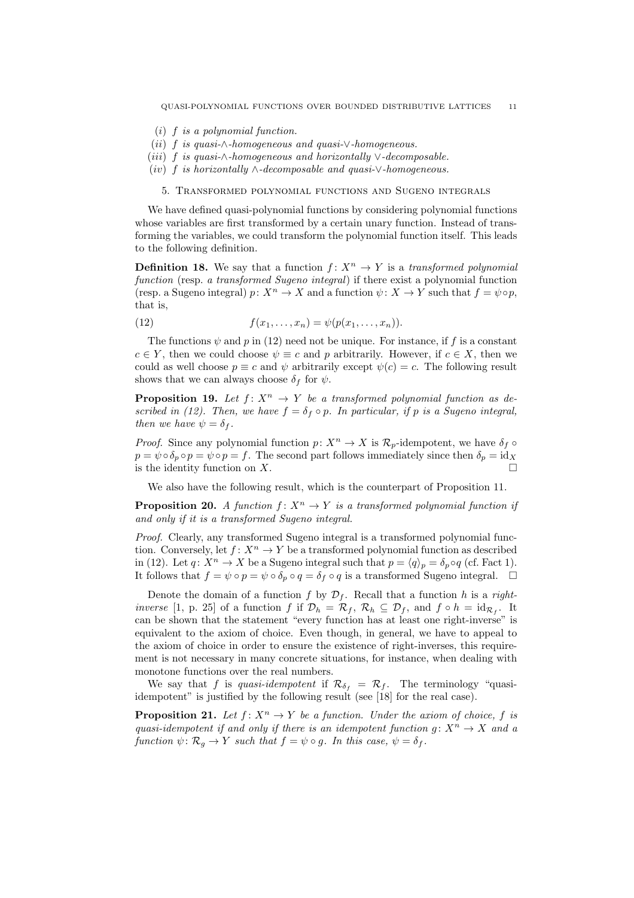(*i*) $f$ *is a polynomial function.*
(*ii*) $f$ *is quasi-*$\wedge$*-homogeneous and quasi-*$\vee$*-homogeneous.*
(*iii*) $f$ *is quasi-*$\wedge$*-homogeneous and horizontally* $\vee$*-decomposable.*
(*iv*) $f$ *is horizontally* $\wedge$*-decomposable and quasi-*$\vee$*-homogeneous.*

## 5. Transformed polynomial functions and Sugeno integrals

We have defined quasi-polynomial functions by considering polynomial functions whose variables are first transformed by a certain unary function. Instead of transforming the variables, we could transform the polynomial function itself. This leads to the following definition.

**Definition 18.** We say that a function $f\colon X^n \to Y$ is a *transformed polynomial function* (resp. *a transformed Sugeno integral*) if there exist a polynomial function (resp. a Sugeno integral) $p\colon X^n \to X$ and a function $\psi\colon X \to Y$ such that $f = \psi \circ p$, that is,

$$f(x_1, \ldots, x_n) = \psi(p(x_1, \ldots, x_n)). \tag{12}$$

The functions $\psi$ and $p$ in (12) need not be unique. For instance, if $f$ is a constant $c \in Y$, then we could choose $\psi \equiv c$ and $p$ arbitrarily. However, if $c \in X$, then we could as well choose $p \equiv c$ and $\psi$ arbitrarily except $\psi(c) = c$. The following result shows that we can always choose $\delta_f$ for $\psi$.

**Proposition 19.** *Let* $f\colon X^n \to Y$ *be a transformed polynomial function as described in (12). Then, we have* $f = \delta_f \circ p$*. In particular, if* $p$ *is a Sugeno integral, then we have* $\psi = \delta_f$*.*

*Proof.* Since any polynomial function $p\colon X^n \to X$ is $\mathcal{R}_p$-idempotent, we have $\delta_f \circ p = \psi \circ \delta_p \circ p = \psi \circ p = f$. The second part follows immediately since then $\delta_p = \mathrm{id}_X$ is the identity function on $X$. □

We also have the following result, which is the counterpart of Proposition 11.

**Proposition 20.** *A function* $f\colon X^n \to Y$ *is a transformed polynomial function if and only if it is a transformed Sugeno integral.*

*Proof.* Clearly, any transformed Sugeno integral is a transformed polynomial function. Conversely, let $f\colon X^n \to Y$ be a transformed polynomial function as described in (12). Let $q\colon X^n \to X$ be a Sugeno integral such that $p = \langle q \rangle_p = \delta_p \circ q$ (cf. Fact 1). It follows that $f = \psi \circ p = \psi \circ \delta_p \circ q = \delta_f \circ q$ is a transformed Sugeno integral. □

Denote the domain of a function $f$ by $\mathcal{D}_f$. Recall that a function $h$ is a *right-inverse* [1, p. 25] of a function $f$ if $\mathcal{D}_h = \mathcal{R}_f$, $\mathcal{R}_h \subseteq \mathcal{D}_f$, and $f \circ h = \mathrm{id}_{\mathcal{R}_f}$. It can be shown that the statement "every function has at least one right-inverse" is equivalent to the axiom of choice. Even though, in general, we have to appeal to the axiom of choice in order to ensure the existence of right-inverses, this requirement is not necessary in many concrete situations, for instance, when dealing with monotone functions over the real numbers.

We say that $f$ is *quasi-idempotent* if $\mathcal{R}_{\delta_f} = \mathcal{R}_f$. The terminology "quasi-idempotent" is justified by the following result (see [18] for the real case).

**Proposition 21.** *Let* $f\colon X^n \to Y$ *be a function. Under the axiom of choice,* $f$ *is quasi-idempotent if and only if there is an idempotent function* $g\colon X^n \to X$ *and a function* $\psi\colon \mathcal{R}_g \to Y$ *such that* $f = \psi \circ g$*. In this case,* $\psi = \delta_f$*.*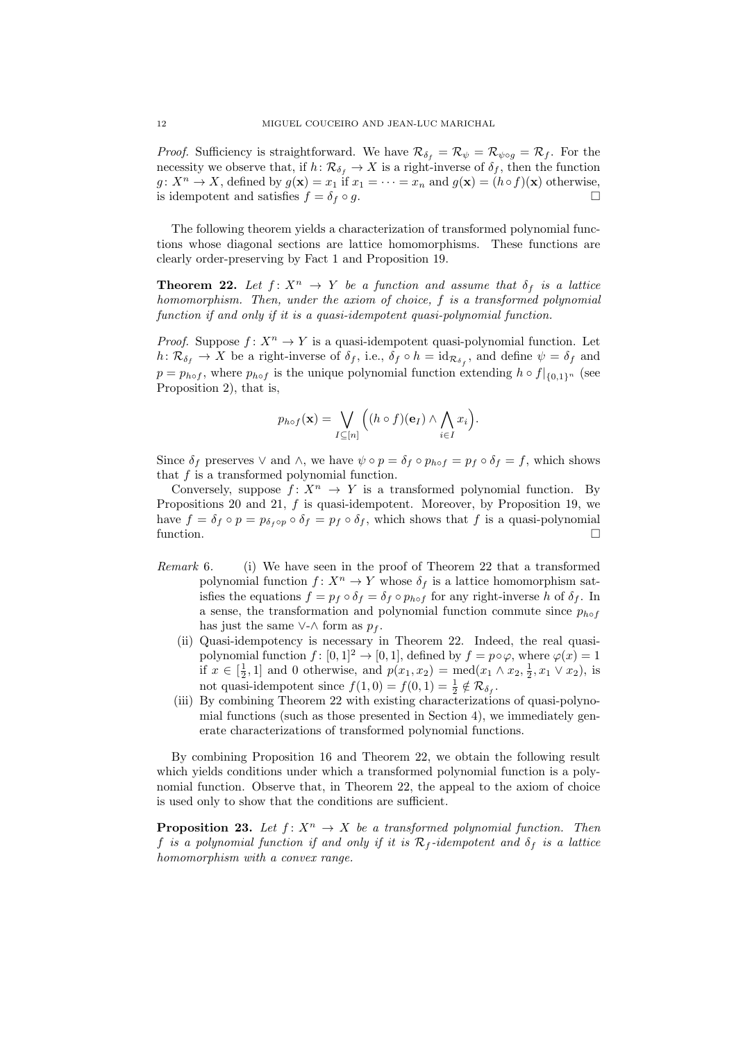*Proof.* Sufficiency is straightforward. We have $\mathcal{R}_{\delta_f} = \mathcal{R}_\psi = \mathcal{R}_{\psi\circ g} = \mathcal{R}_f$. For the necessity we observe that, if $h\colon \mathcal{R}_{\delta_f} \to X$ is a right-inverse of $\delta_f$, then the function $g\colon X^n \to X$, defined by $g(\mathbf{x}) = x_1$ if $x_1 = \cdots = x_n$ and $g(\mathbf{x}) = (h\circ f)(\mathbf{x})$ otherwise, is idempotent and satisfies $f = \delta_f \circ g$. □

The following theorem yields a characterization of transformed polynomial functions whose diagonal sections are lattice homomorphisms. These functions are clearly order-preserving by Fact 1 and Proposition 19.

**Theorem 22.** *Let $f\colon X^n \to Y$ be a function and assume that $\delta_f$ is a lattice homomorphism. Then, under the axiom of choice, $f$ is a transformed polynomial function if and only if it is a quasi-idempotent quasi-polynomial function.*

*Proof.* Suppose $f\colon X^n \to Y$ is a quasi-idempotent quasi-polynomial function. Let $h\colon \mathcal{R}_{\delta_f} \to X$ be a right-inverse of $\delta_f$, i.e., $\delta_f \circ h = \mathrm{id}_{\mathcal{R}_{\delta_f}}$, and define $\psi = \delta_f$ and $p = p_{h\circ f}$, where $p_{h\circ f}$ is the unique polynomial function extending $h\circ f|_{\{0,1\}^n}$ (see Proposition 2), that is,

$$p_{h\circ f}(\mathbf{x}) = \bigvee_{I\subseteq[n]} \Big((h\circ f)(\mathbf{e}_I) \wedge \bigwedge_{i\in I} x_i\Big).$$

Since $\delta_f$ preserves $\vee$ and $\wedge$, we have $\psi\circ p = \delta_f \circ p_{h\circ f} = p_f \circ \delta_f = f$, which shows that $f$ is a transformed polynomial function.

Conversely, suppose $f\colon X^n \to Y$ is a transformed polynomial function. By Propositions 20 and 21, $f$ is quasi-idempotent. Moreover, by Proposition 19, we have $f = \delta_f \circ p = p_{\delta_f\circ p} \circ \delta_f = p_f \circ \delta_f$, which shows that $f$ is a quasi-polynomial function. □

*Remark* 6. (i) We have seen in the proof of Theorem 22 that a transformed polynomial function $f\colon X^n \to Y$ whose $\delta_f$ is a lattice homomorphism satisfies the equations $f = p_f \circ \delta_f = \delta_f \circ p_{h\circ f}$ for any right-inverse $h$ of $\delta_f$. In a sense, the transformation and polynomial function commute since $p_{h\circ f}$ has just the same $\vee$-$\wedge$ form as $p_f$.

(ii) Quasi-idempotency is necessary in Theorem 22. Indeed, the real quasi-polynomial function $f\colon [0,1]^2 \to [0,1]$, defined by $f = p\circ\varphi$, where $\varphi(x) = 1$ if $x \in [\frac{1}{2}, 1]$ and 0 otherwise, and $p(x_1, x_2) = \mathrm{med}(x_1 \wedge x_2, \frac{1}{2}, x_1 \vee x_2)$, is not quasi-idempotent since $f(1,0) = f(0,1) = \frac{1}{2} \notin \mathcal{R}_{\delta_f}$.

(iii) By combining Theorem 22 with existing characterizations of quasi-polynomial functions (such as those presented in Section 4), we immediately generate characterizations of transformed polynomial functions.

By combining Proposition 16 and Theorem 22, we obtain the following result which yields conditions under which a transformed polynomial function is a polynomial function. Observe that, in Theorem 22, the appeal to the axiom of choice is used only to show that the conditions are sufficient.

**Proposition 23.** *Let $f\colon X^n \to X$ be a transformed polynomial function. Then $f$ is a polynomial function if and only if it is $\mathcal{R}_f$-idempotent and $\delta_f$ is a lattice homomorphism with a convex range.*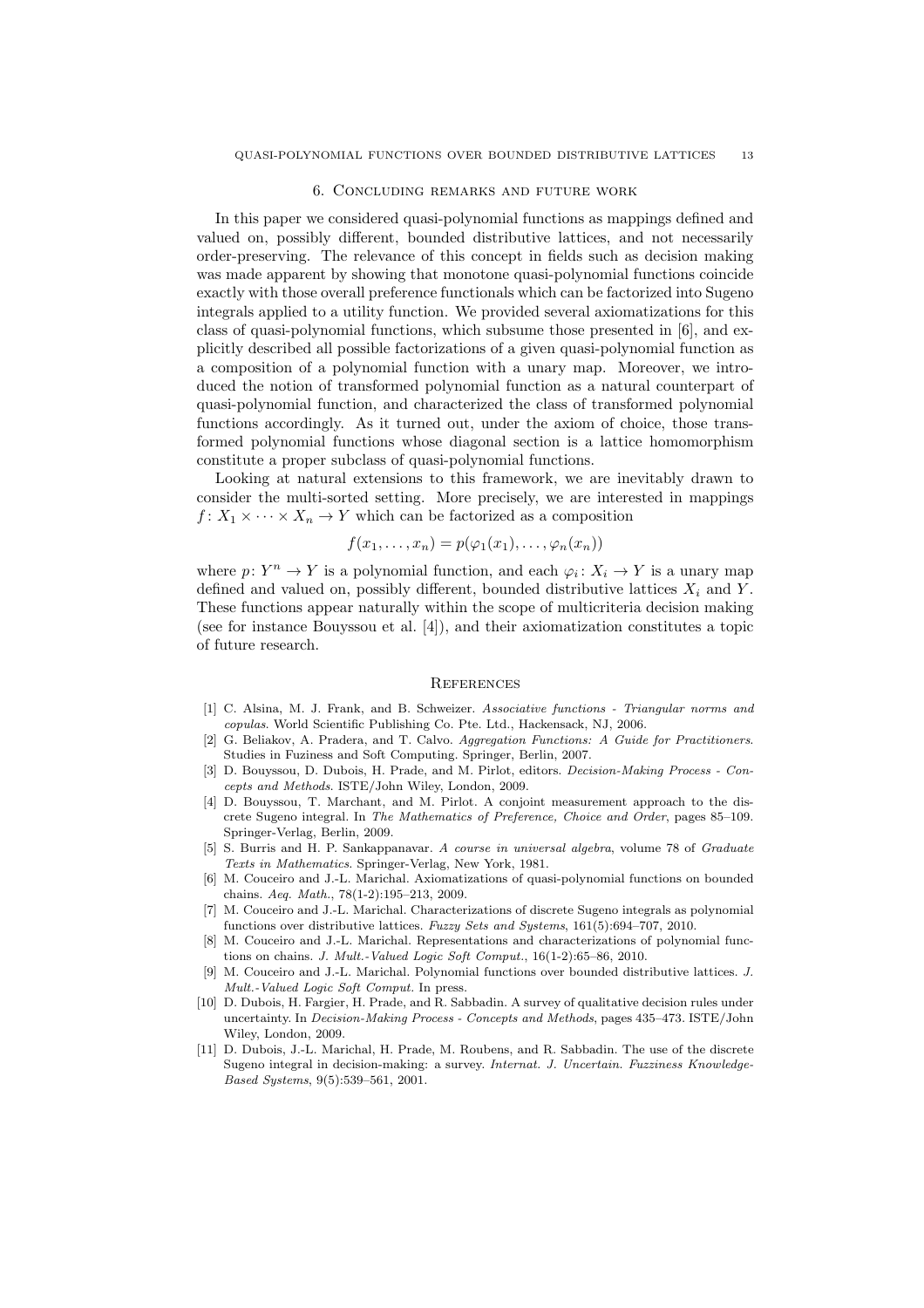## 6. Concluding remarks and future work

In this paper we considered quasi-polynomial functions as mappings defined and valued on, possibly different, bounded distributive lattices, and not necessarily order-preserving. The relevance of this concept in fields such as decision making was made apparent by showing that monotone quasi-polynomial functions coincide exactly with those overall preference functionals which can be factorized into Sugeno integrals applied to a utility function. We provided several axiomatizations for this class of quasi-polynomial functions, which subsume those presented in [6], and explicitly described all possible factorizations of a given quasi-polynomial function as a composition of a polynomial function with a unary map. Moreover, we introduced the notion of transformed polynomial function as a natural counterpart of quasi-polynomial function, and characterized the class of transformed polynomial functions accordingly. As it turned out, under the axiom of choice, those transformed polynomial functions whose diagonal section is a lattice homomorphism constitute a proper subclass of quasi-polynomial functions.

Looking at natural extensions to this framework, we are inevitably drawn to consider the multi-sorted setting. More precisely, we are interested in mappings $f\colon X_1 \times \cdots \times X_n \to Y$ which can be factorized as a composition

$$f(x_1, \ldots, x_n) = p(\varphi_1(x_1), \ldots, \varphi_n(x_n))$$

where $p\colon Y^n \to Y$ is a polynomial function, and each $\varphi_i\colon X_i \to Y$ is a unary map defined and valued on, possibly different, bounded distributive lattices $X_i$ and $Y$. These functions appear naturally within the scope of multicriteria decision making (see for instance Bouyssou et al. [4]), and their axiomatization constitutes a topic of future research.

## References

[1] C. Alsina, M. J. Frank, and B. Schweizer. *Associative functions - Triangular norms and copulas*. World Scientific Publishing Co. Pte. Ltd., Hackensack, NJ, 2006.

[2] G. Beliakov, A. Pradera, and T. Calvo. *Aggregation Functions: A Guide for Practitioners*. Studies in Fuziness and Soft Computing. Springer, Berlin, 2007.

[3] D. Bouyssou, D. Dubois, H. Prade, and M. Pirlot, editors. *Decision-Making Process - Concepts and Methods*. ISTE/John Wiley, London, 2009.

[4] D. Bouyssou, T. Marchant, and M. Pirlot. A conjoint measurement approach to the discrete Sugeno integral. In *The Mathematics of Preference, Choice and Order*, pages 85–109. Springer-Verlag, Berlin, 2009.

[5] S. Burris and H. P. Sankappanavar. *A course in universal algebra*, volume 78 of *Graduate Texts in Mathematics*. Springer-Verlag, New York, 1981.

[6] M. Couceiro and J.-L. Marichal. Axiomatizations of quasi-polynomial functions on bounded chains. *Aeq. Math.*, 78(1-2):195–213, 2009.

[7] M. Couceiro and J.-L. Marichal. Characterizations of discrete Sugeno integrals as polynomial functions over distributive lattices. *Fuzzy Sets and Systems*, 161(5):694–707, 2010.

[8] M. Couceiro and J.-L. Marichal. Representations and characterizations of polynomial functions on chains. *J. Mult.-Valued Logic Soft Comput.*, 16(1-2):65–86, 2010.

[9] M. Couceiro and J.-L. Marichal. Polynomial functions over bounded distributive lattices. *J. Mult.-Valued Logic Soft Comput.* In press.

[10] D. Dubois, H. Fargier, H. Prade, and R. Sabbadin. A survey of qualitative decision rules under uncertainty. In *Decision-Making Process - Concepts and Methods*, pages 435–473. ISTE/John Wiley, London, 2009.

[11] D. Dubois, J.-L. Marichal, H. Prade, M. Roubens, and R. Sabbadin. The use of the discrete Sugeno integral in decision-making: a survey. *Internat. J. Uncertain. Fuzziness Knowledge-Based Systems*, 9(5):539–561, 2001.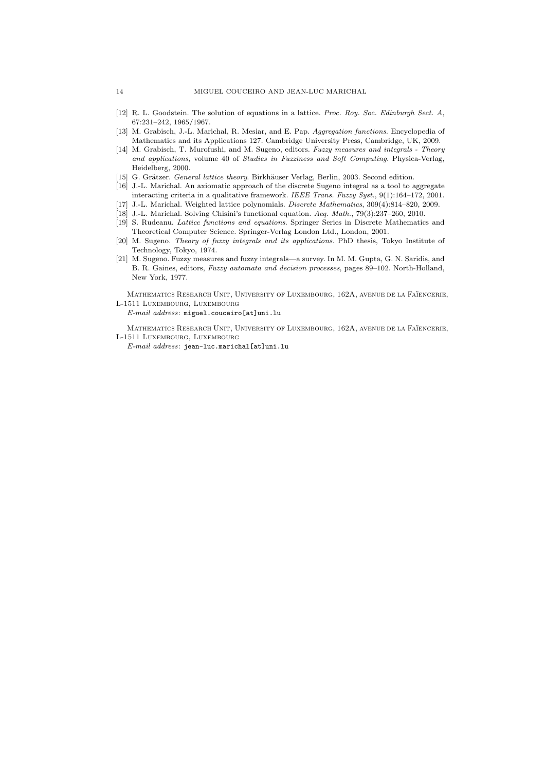[12] R. L. Goodstein. The solution of equations in a lattice. *Proc. Roy. Soc. Edinburgh Sect. A*, 67:231–242, 1965/1967.

[13] M. Grabisch, J.-L. Marichal, R. Mesiar, and E. Pap. *Aggregation functions*. Encyclopedia of Mathematics and its Applications 127. Cambridge University Press, Cambridge, UK, 2009.

[14] M. Grabisch, T. Murofushi, and M. Sugeno, editors. *Fuzzy measures and integrals - Theory and applications*, volume 40 of *Studies in Fuzziness and Soft Computing*. Physica-Verlag, Heidelberg, 2000.

[15] G. Grätzer. *General lattice theory*. Birkhäuser Verlag, Berlin, 2003. Second edition.

[16] J.-L. Marichal. An axiomatic approach of the discrete Sugeno integral as a tool to aggregate interacting criteria in a qualitative framework. *IEEE Trans. Fuzzy Syst.*, 9(1):164–172, 2001.

[17] J.-L. Marichal. Weighted lattice polynomials. *Discrete Mathematics*, 309(4):814–820, 2009.

[18] J.-L. Marichal. Solving Chisini's functional equation. *Aeq. Math.*, 79(3):237–260, 2010.

[19] S. Rudeanu. *Lattice functions and equations*. Springer Series in Discrete Mathematics and Theoretical Computer Science. Springer-Verlag London Ltd., London, 2001.

[20] M. Sugeno. *Theory of fuzzy integrals and its applications*. PhD thesis, Tokyo Institute of Technology, Tokyo, 1974.

[21] M. Sugeno. Fuzzy measures and fuzzy integrals—a survey. In M. M. Gupta, G. N. Saridis, and B. R. Gaines, editors, *Fuzzy automata and decision processes*, pages 89–102. North-Holland, New York, 1977.

Mathematics Research Unit, University of Luxembourg, 162A, avenue de la Faïencerie, L-1511 Luxembourg, Luxembourg

*E-mail address*: `miguel.couceiro[at]uni.lu`

Mathematics Research Unit, University of Luxembourg, 162A, avenue de la Faïencerie, L-1511 Luxembourg, Luxembourg

*E-mail address*: `jean-luc.marichal[at]uni.lu`